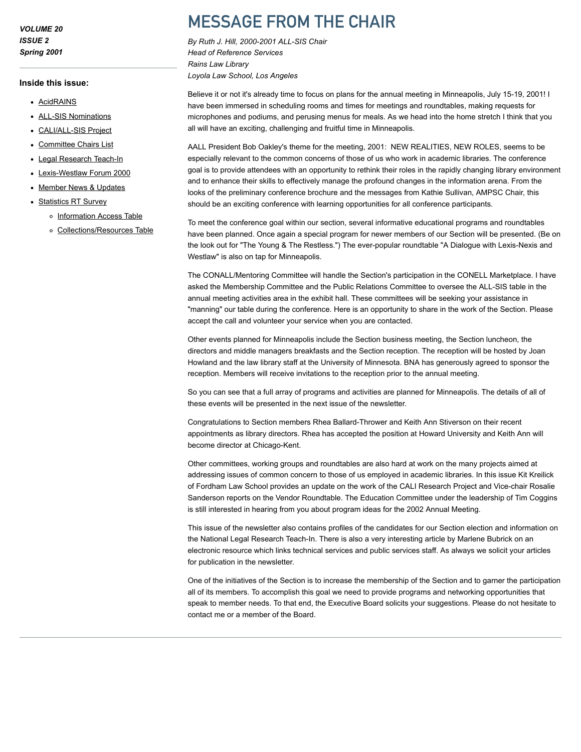***VOLUME 20***
***ISSUE 2***
***Spring 2001***

**Inside this issue:**

- AcidRAINS
- ALL-SIS Nominations
- CALI/ALL-SIS Project
- Committee Chairs List
- Legal Research Teach-In
- Lexis-Westlaw Forum 2000
- Member News & Updates
- Statistics RT Survey
  - Information Access Table
  - Collections/Resources Table

# MESSAGE FROM THE CHAIR

*By Ruth J. Hill, 2000-2001 ALL-SIS Chair*
*Head of Reference Services*
*Rains Law Library*
*Loyola Law School, Los Angeles*

Believe it or not it's already time to focus on plans for the annual meeting in Minneapolis, July 15-19, 2001! I have been immersed in scheduling rooms and times for meetings and roundtables, making requests for microphones and podiums, and perusing menus for meals. As we head into the home stretch I think that you all will have an exciting, challenging and fruitful time in Minneapolis.

AALL President Bob Oakley's theme for the meeting, 2001: NEW REALITIES, NEW ROLES, seems to be especially relevant to the common concerns of those of us who work in academic libraries. The conference goal is to provide attendees with an opportunity to rethink their roles in the rapidly changing library environment and to enhance their skills to effectively manage the profound changes in the information arena. From the looks of the preliminary conference brochure and the messages from Kathie Sullivan, AMPSC Chair, this should be an exciting conference with learning opportunities for all conference participants.

To meet the conference goal within our section, several informative educational programs and roundtables have been planned. Once again a special program for newer members of our Section will be presented. (Be on the look out for "The Young & The Restless.") The ever-popular roundtable "A Dialogue with Lexis-Nexis and Westlaw" is also on tap for Minneapolis.

The CONALL/Mentoring Committee will handle the Section's participation in the CONELL Marketplace. I have asked the Membership Committee and the Public Relations Committee to oversee the ALL-SIS table in the annual meeting activities area in the exhibit hall. These committees will be seeking your assistance in "manning" our table during the conference. Here is an opportunity to share in the work of the Section. Please accept the call and volunteer your service when you are contacted.

Other events planned for Minneapolis include the Section business meeting, the Section luncheon, the directors and middle managers breakfasts and the Section reception. The reception will be hosted by Joan Howland and the law library staff at the University of Minnesota. BNA has generously agreed to sponsor the reception. Members will receive invitations to the reception prior to the annual meeting.

So you can see that a full array of programs and activities are planned for Minneapolis. The details of all of these events will be presented in the next issue of the newsletter.

Congratulations to Section members Rhea Ballard-Thrower and Keith Ann Stiverson on their recent appointments as library directors. Rhea has accepted the position at Howard University and Keith Ann will become director at Chicago-Kent.

Other committees, working groups and roundtables are also hard at work on the many projects aimed at addressing issues of common concern to those of us employed in academic libraries. In this issue Kit Kreilick of Fordham Law School provides an update on the work of the CALI Research Project and Vice-chair Rosalie Sanderson reports on the Vendor Roundtable. The Education Committee under the leadership of Tim Coggins is still interested in hearing from you about program ideas for the 2002 Annual Meeting.

This issue of the newsletter also contains profiles of the candidates for our Section election and information on the National Legal Research Teach-In. There is also a very interesting article by Marlene Bubrick on an electronic resource which links technical services and public services staff. As always we solicit your articles for publication in the newsletter.

One of the initiatives of the Section is to increase the membership of the Section and to garner the participation all of its members. To accomplish this goal we need to provide programs and networking opportunities that speak to member needs. To that end, the Executive Board solicits your suggestions. Please do not hesitate to contact me or a member of the Board.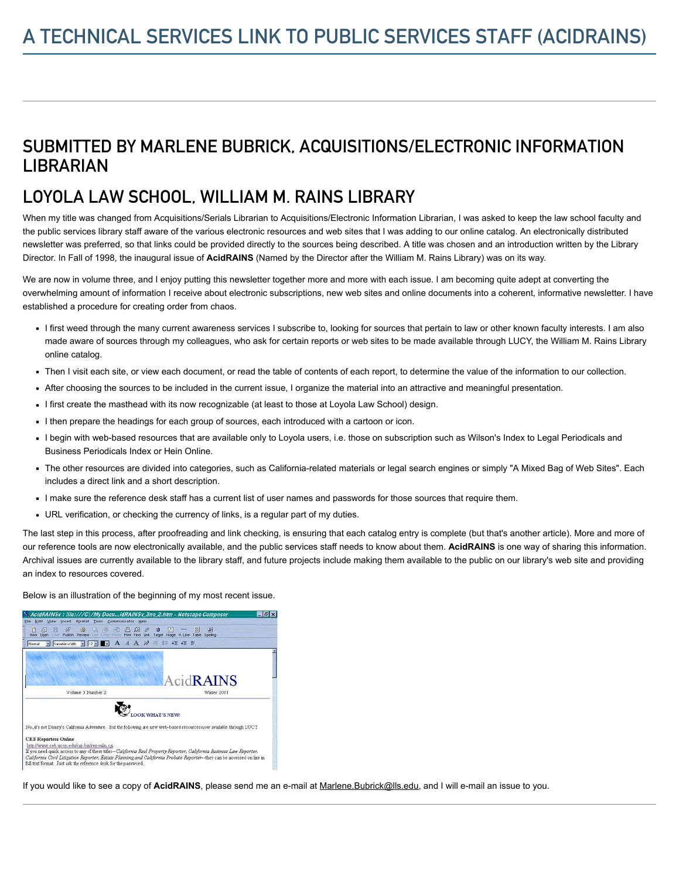# A TECHNICAL SERVICES LINK TO PUBLIC SERVICES STAFF (ACIDRAINS)

## SUBMITTED BY MARLENE BUBRICK, ACQUISITIONS/ELECTRONIC INFORMATION LIBRARIAN

## LOYOLA LAW SCHOOL, WILLIAM M. RAINS LIBRARY

When my title was changed from Acquisitions/Serials Librarian to Acquisitions/Electronic Information Librarian, I was asked to keep the law school faculty and the public services library staff aware of the various electronic resources and web sites that I was adding to our online catalog. An electronically distributed newsletter was preferred, so that links could be provided directly to the sources being described. A title was chosen and an introduction written by the Library Director. In Fall of 1998, the inaugural issue of **AcidRAINS** (Named by the Director after the William M. Rains Library) was on its way.

We are now in volume three, and I enjoy putting this newsletter together more and more with each issue. I am becoming quite adept at converting the overwhelming amount of information I receive about electronic subscriptions, new web sites and online documents into a coherent, informative newsletter. I have established a procedure for creating order from chaos.

- I first weed through the many current awareness services I subscribe to, looking for sources that pertain to law or other known faculty interests. I am also made aware of sources through my colleagues, who ask for certain reports or web sites to be made available through LUCY, the William M. Rains Library online catalog.
- Then I visit each site, or view each document, or read the table of contents of each report, to determine the value of the information to our collection.
- After choosing the sources to be included in the current issue, I organize the material into an attractive and meaningful presentation.
- I first create the masthead with its now recognizable (at least to those at Loyola Law School) design.
- I then prepare the headings for each group of sources, each introduced with a cartoon or icon.
- I begin with web-based resources that are available only to Loyola users, i.e. those on subscription such as Wilson's Index to Legal Periodicals and Business Periodicals Index or Hein Online.
- The other resources are divided into categories, such as California-related materials or legal search engines or simply "A Mixed Bag of Web Sites". Each includes a direct link and a short description.
- I make sure the reference desk staff has a current list of user names and passwords for those sources that require them.
- URL verification, or checking the currency of links, is a regular part of my duties.

The last step in this process, after proofreading and link checking, is ensuring that each catalog entry is complete (but that's another article). More and more of our reference tools are now electronically available, and the public services staff needs to know about them. **AcidRAINS** is one way of sharing this information. Archival issues are currently available to the library staff, and future projects include making them available to the public on our library's web site and providing an index to resources covered.

Below is an illustration of the beginning of my most recent issue.

If you would like to see a copy of **AcidRAINS**, please send me an e-mail at Marlene.Bubrick@lls.edu, and I will e-mail an issue to you.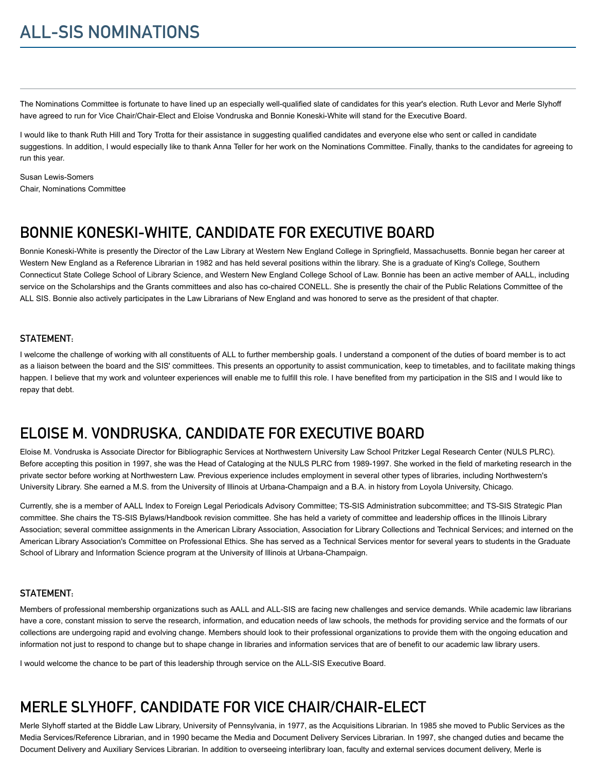# ALL-SIS NOMINATIONS

The Nominations Committee is fortunate to have lined up an especially well-qualified slate of candidates for this year's election. Ruth Levor and Merle Slyhoff have agreed to run for Vice Chair/Chair-Elect and Eloise Vondruska and Bonnie Koneski-White will stand for the Executive Board.

I would like to thank Ruth Hill and Tory Trotta for their assistance in suggesting qualified candidates and everyone else who sent or called in candidate suggestions. In addition, I would especially like to thank Anna Teller for her work on the Nominations Committee. Finally, thanks to the candidates for agreeing to run this year.

Susan Lewis-Somers  
Chair, Nominations Committee

## BONNIE KONESKI-WHITE, CANDIDATE FOR EXECUTIVE BOARD

Bonnie Koneski-White is presently the Director of the Law Library at Western New England College in Springfield, Massachusetts. Bonnie began her career at Western New England as a Reference Librarian in 1982 and has held several positions within the library. She is a graduate of King's College, Southern Connecticut State College School of Library Science, and Western New England College School of Law. Bonnie has been an active member of AALL, including service on the Scholarships and the Grants committees and also has co-chaired CONELL. She is presently the chair of the Public Relations Committee of the ALL SIS. Bonnie also actively participates in the Law Librarians of New England and was honored to serve as the president of that chapter.

### STATEMENT:

I welcome the challenge of working with all constituents of ALL to further membership goals. I understand a component of the duties of board member is to act as a liaison between the board and the SIS' committees. This presents an opportunity to assist communication, keep to timetables, and to facilitate making things happen. I believe that my work and volunteer experiences will enable me to fulfill this role. I have benefited from my participation in the SIS and I would like to repay that debt.

## ELOISE M. VONDRUSKA, CANDIDATE FOR EXECUTIVE BOARD

Eloise M. Vondruska is Associate Director for Bibliographic Services at Northwestern University Law School Pritzker Legal Research Center (NULS PLRC). Before accepting this position in 1997, she was the Head of Cataloging at the NULS PLRC from 1989-1997. She worked in the field of marketing research in the private sector before working at Northwestern Law. Previous experience includes employment in several other types of libraries, including Northwestern's University Library. She earned a M.S. from the University of Illinois at Urbana-Champaign and a B.A. in history from Loyola University, Chicago.

Currently, she is a member of AALL Index to Foreign Legal Periodicals Advisory Committee; TS-SIS Administration subcommittee; and TS-SIS Strategic Plan committee. She chairs the TS-SIS Bylaws/Handbook revision committee. She has held a variety of committee and leadership offices in the Illinois Library Association; several committee assignments in the American Library Association, Association for Library Collections and Technical Services; and interned on the American Library Association's Committee on Professional Ethics. She has served as a Technical Services mentor for several years to students in the Graduate School of Library and Information Science program at the University of Illinois at Urbana-Champaign.

### STATEMENT:

Members of professional membership organizations such as AALL and ALL-SIS are facing new challenges and service demands. While academic law librarians have a core, constant mission to serve the research, information, and education needs of law schools, the methods for providing service and the formats of our collections are undergoing rapid and evolving change. Members should look to their professional organizations to provide them with the ongoing education and information not just to respond to change but to shape change in libraries and information services that are of benefit to our academic law library users.

I would welcome the chance to be part of this leadership through service on the ALL-SIS Executive Board.

## MERLE SLYHOFF, CANDIDATE FOR VICE CHAIR/CHAIR-ELECT

Merle Slyhoff started at the Biddle Law Library, University of Pennsylvania, in 1977, as the Acquisitions Librarian. In 1985 she moved to Public Services as the Media Services/Reference Librarian, and in 1990 became the Media and Document Delivery Services Librarian. In 1997, she changed duties and became the Document Delivery and Auxiliary Services Librarian. In addition to overseeing interlibrary loan, faculty and external services document delivery, Merle is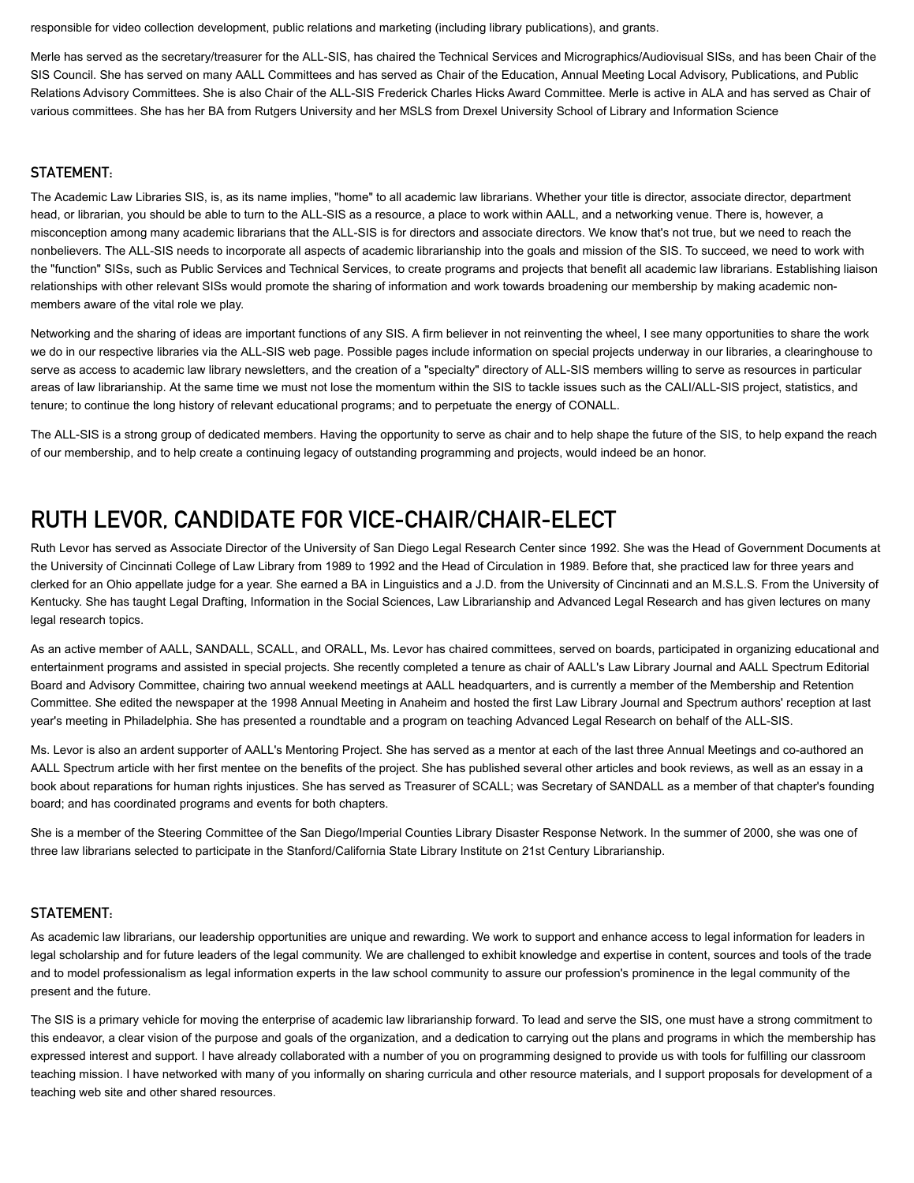responsible for video collection development, public relations and marketing (including library publications), and grants.

Merle has served as the secretary/treasurer for the ALL-SIS, has chaired the Technical Services and Micrographics/Audiovisual SISs, and has been Chair of the SIS Council. She has served on many AALL Committees and has served as Chair of the Education, Annual Meeting Local Advisory, Publications, and Public Relations Advisory Committees. She is also Chair of the ALL-SIS Frederick Charles Hicks Award Committee. Merle is active in ALA and has served as Chair of various committees. She has her BA from Rutgers University and her MSLS from Drexel University School of Library and Information Science

### STATEMENT:

The Academic Law Libraries SIS, is, as its name implies, "home" to all academic law librarians. Whether your title is director, associate director, department head, or librarian, you should be able to turn to the ALL-SIS as a resource, a place to work within AALL, and a networking venue. There is, however, a misconception among many academic librarians that the ALL-SIS is for directors and associate directors. We know that's not true, but we need to reach the nonbelievers. The ALL-SIS needs to incorporate all aspects of academic librarianship into the goals and mission of the SIS. To succeed, we need to work with the "function" SISs, such as Public Services and Technical Services, to create programs and projects that benefit all academic law librarians. Establishing liaison relationships with other relevant SISs would promote the sharing of information and work towards broadening our membership by making academic non-members aware of the vital role we play.

Networking and the sharing of ideas are important functions of any SIS. A firm believer in not reinventing the wheel, I see many opportunities to share the work we do in our respective libraries via the ALL-SIS web page. Possible pages include information on special projects underway in our libraries, a clearinghouse to serve as access to academic law library newsletters, and the creation of a "specialty" directory of ALL-SIS members willing to serve as resources in particular areas of law librarianship. At the same time we must not lose the momentum within the SIS to tackle issues such as the CALI/ALL-SIS project, statistics, and tenure; to continue the long history of relevant educational programs; and to perpetuate the energy of CONALL.

The ALL-SIS is a strong group of dedicated members. Having the opportunity to serve as chair and to help shape the future of the SIS, to help expand the reach of our membership, and to help create a continuing legacy of outstanding programming and projects, would indeed be an honor.

## RUTH LEVOR, CANDIDATE FOR VICE-CHAIR/CHAIR-ELECT

Ruth Levor has served as Associate Director of the University of San Diego Legal Research Center since 1992. She was the Head of Government Documents at the University of Cincinnati College of Law Library from 1989 to 1992 and the Head of Circulation in 1989. Before that, she practiced law for three years and clerked for an Ohio appellate judge for a year. She earned a BA in Linguistics and a J.D. from the University of Cincinnati and an M.S.L.S. From the University of Kentucky. She has taught Legal Drafting, Information in the Social Sciences, Law Librarianship and Advanced Legal Research and has given lectures on many legal research topics.

As an active member of AALL, SANDALL, SCALL, and ORALL, Ms. Levor has chaired committees, served on boards, participated in organizing educational and entertainment programs and assisted in special projects. She recently completed a tenure as chair of AALL's Law Library Journal and AALL Spectrum Editorial Board and Advisory Committee, chairing two annual weekend meetings at AALL headquarters, and is currently a member of the Membership and Retention Committee. She edited the newspaper at the 1998 Annual Meeting in Anaheim and hosted the first Law Library Journal and Spectrum authors' reception at last year's meeting in Philadelphia. She has presented a roundtable and a program on teaching Advanced Legal Research on behalf of the ALL-SIS.

Ms. Levor is also an ardent supporter of AALL's Mentoring Project. She has served as a mentor at each of the last three Annual Meetings and co-authored an AALL Spectrum article with her first mentee on the benefits of the project. She has published several other articles and book reviews, as well as an essay in a book about reparations for human rights injustices. She has served as Treasurer of SCALL; was Secretary of SANDALL as a member of that chapter's founding board; and has coordinated programs and events for both chapters.

She is a member of the Steering Committee of the San Diego/Imperial Counties Library Disaster Response Network. In the summer of 2000, she was one of three law librarians selected to participate in the Stanford/California State Library Institute on 21st Century Librarianship.

### STATEMENT:

As academic law librarians, our leadership opportunities are unique and rewarding. We work to support and enhance access to legal information for leaders in legal scholarship and for future leaders of the legal community. We are challenged to exhibit knowledge and expertise in content, sources and tools of the trade and to model professionalism as legal information experts in the law school community to assure our profession's prominence in the legal community of the present and the future.

The SIS is a primary vehicle for moving the enterprise of academic law librarianship forward. To lead and serve the SIS, one must have a strong commitment to this endeavor, a clear vision of the purpose and goals of the organization, and a dedication to carrying out the plans and programs in which the membership has expressed interest and support. I have already collaborated with a number of you on programming designed to provide us with tools for fulfilling our classroom teaching mission. I have networked with many of you informally on sharing curricula and other resource materials, and I support proposals for development of a teaching web site and other shared resources.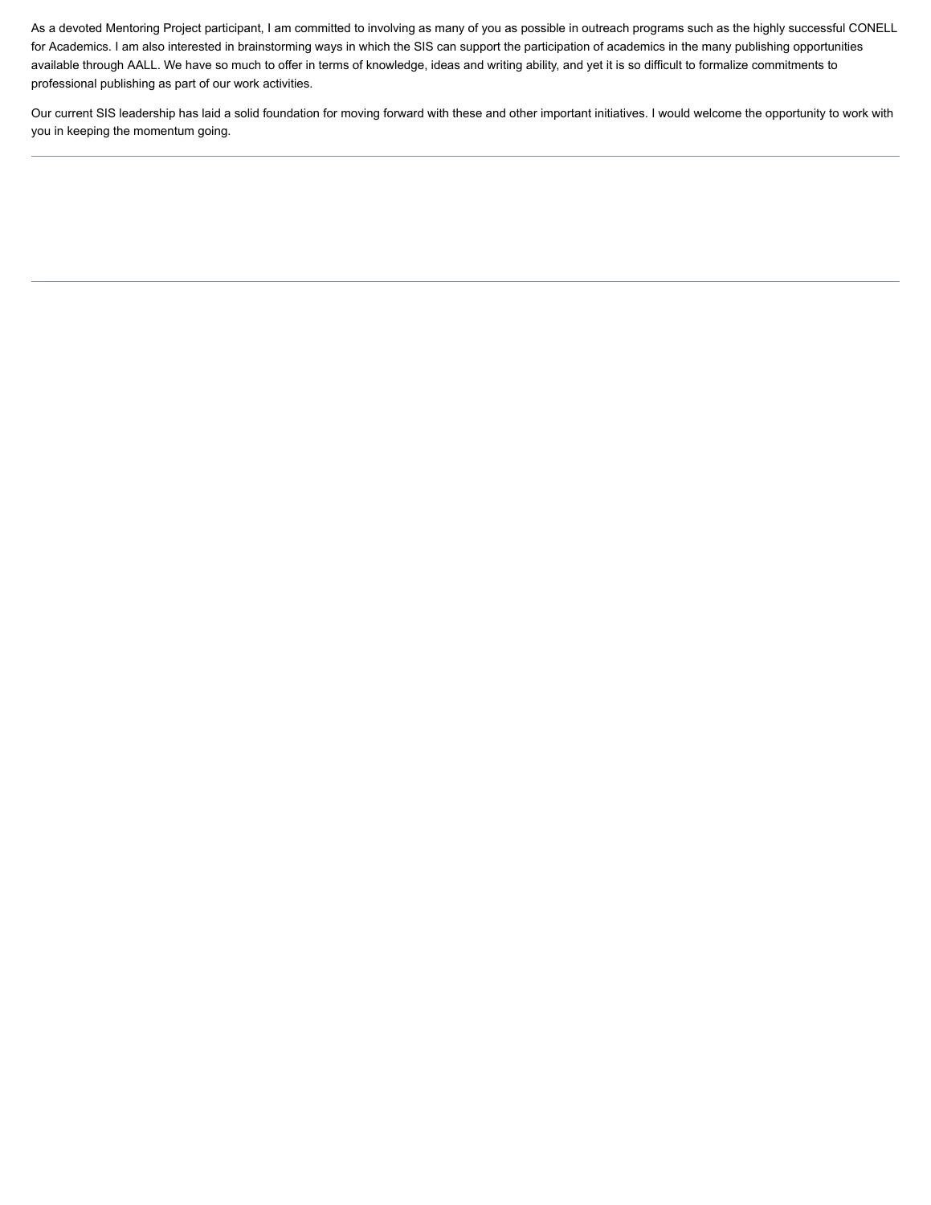As a devoted Mentoring Project participant, I am committed to involving as many of you as possible in outreach programs such as the highly successful CONELL for Academics. I am also interested in brainstorming ways in which the SIS can support the participation of academics in the many publishing opportunities available through AALL. We have so much to offer in terms of knowledge, ideas and writing ability, and yet it is so difficult to formalize commitments to professional publishing as part of our work activities.

Our current SIS leadership has laid a solid foundation for moving forward with these and other important initiatives. I would welcome the opportunity to work with you in keeping the momentum going.

---

---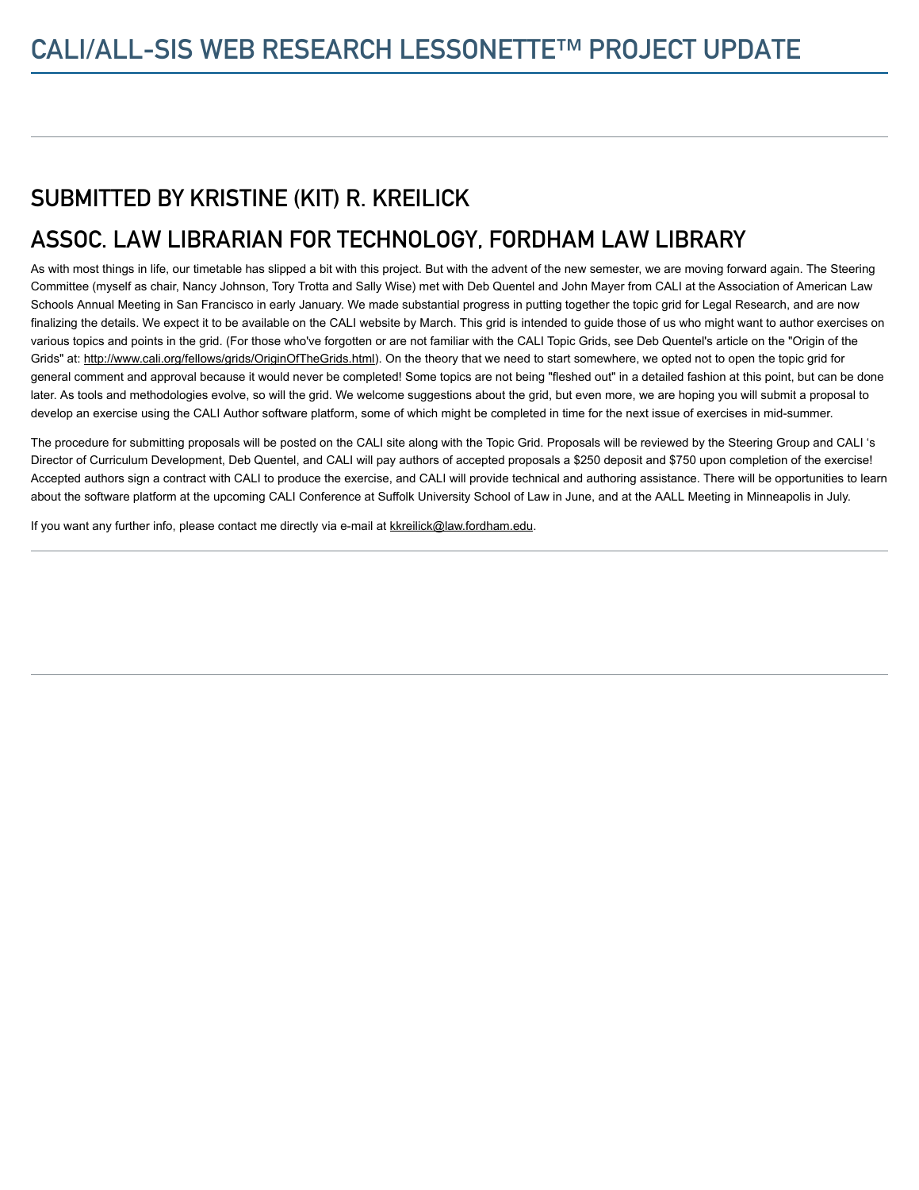# CALI/ALL-SIS WEB RESEARCH LESSONETTE™ PROJECT UPDATE

## SUBMITTED BY KRISTINE (KIT) R. KREILICK

## ASSOC. LAW LIBRARIAN FOR TECHNOLOGY, FORDHAM LAW LIBRARY

As with most things in life, our timetable has slipped a bit with this project. But with the advent of the new semester, we are moving forward again. The Steering Committee (myself as chair, Nancy Johnson, Tory Trotta and Sally Wise) met with Deb Quentel and John Mayer from CALI at the Association of American Law Schools Annual Meeting in San Francisco in early January. We made substantial progress in putting together the topic grid for Legal Research, and are now finalizing the details. We expect it to be available on the CALI website by March. This grid is intended to guide those of us who might want to author exercises on various topics and points in the grid. (For those who've forgotten or are not familiar with the CALI Topic Grids, see Deb Quentel's article on the "Origin of the Grids" at: http://www.cali.org/fellows/grids/OriginOfTheGrids.html). On the theory that we need to start somewhere, we opted not to open the topic grid for general comment and approval because it would never be completed! Some topics are not being "fleshed out" in a detailed fashion at this point, but can be done later. As tools and methodologies evolve, so will the grid. We welcome suggestions about the grid, but even more, we are hoping you will submit a proposal to develop an exercise using the CALI Author software platform, some of which might be completed in time for the next issue of exercises in mid-summer.

The procedure for submitting proposals will be posted on the CALI site along with the Topic Grid. Proposals will be reviewed by the Steering Group and CALI 's Director of Curriculum Development, Deb Quentel, and CALI will pay authors of accepted proposals a $250 deposit and $750 upon completion of the exercise! Accepted authors sign a contract with CALI to produce the exercise, and CALI will provide technical and authoring assistance. There will be opportunities to learn about the software platform at the upcoming CALI Conference at Suffolk University School of Law in June, and at the AALL Meeting in Minneapolis in July.

If you want any further info, please contact me directly via e-mail at kkreilick@law.fordham.edu.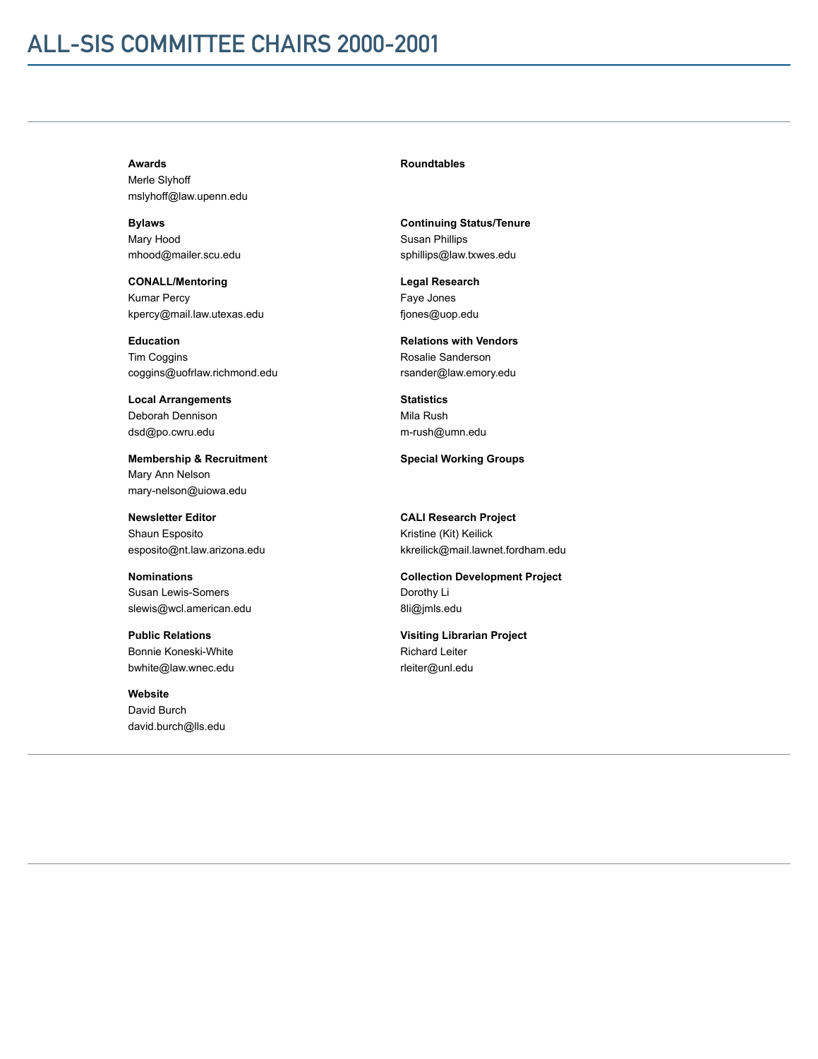# ALL-SIS COMMITTEE CHAIRS 2000-2001

**Awards**
Merle Slyhoff
mslyhoff@law.upenn.edu

**Bylaws**
Mary Hood
mhood@mailer.scu.edu

**CONALL/Mentoring**
Kumar Percy
kpercy@mail.law.utexas.edu

**Education**
Tim Coggins
coggins@uofrlaw.richmond.edu

**Local Arrangements**
Deborah Dennison
dsd@po.cwru.edu

**Membership & Recruitment**
Mary Ann Nelson
mary-nelson@uiowa.edu

**Newsletter Editor**
Shaun Esposito
esposito@nt.law.arizona.edu

**Nominations**
Susan Lewis-Somers
slewis@wcl.american.edu

**Public Relations**
Bonnie Koneski-White
bwhite@law.wnec.edu

**Website**
David Burch
david.burch@lls.edu

**Roundtables**

**Continuing Status/Tenure**
Susan Phillips
sphillips@law.txwes.edu

**Legal Research**
Faye Jones
fjones@uop.edu

**Relations with Vendors**
Rosalie Sanderson
rsander@law.emory.edu

**Statistics**
Mila Rush
m-rush@umn.edu

**Special Working Groups**

**CALI Research Project**
Kristine (Kit) Keilick
kkreilick@mail.lawnet.fordham.edu

**Collection Development Project**
Dorothy Li
8li@jmls.edu

**Visiting Librarian Project**
Richard Leiter
rleiter@unl.edu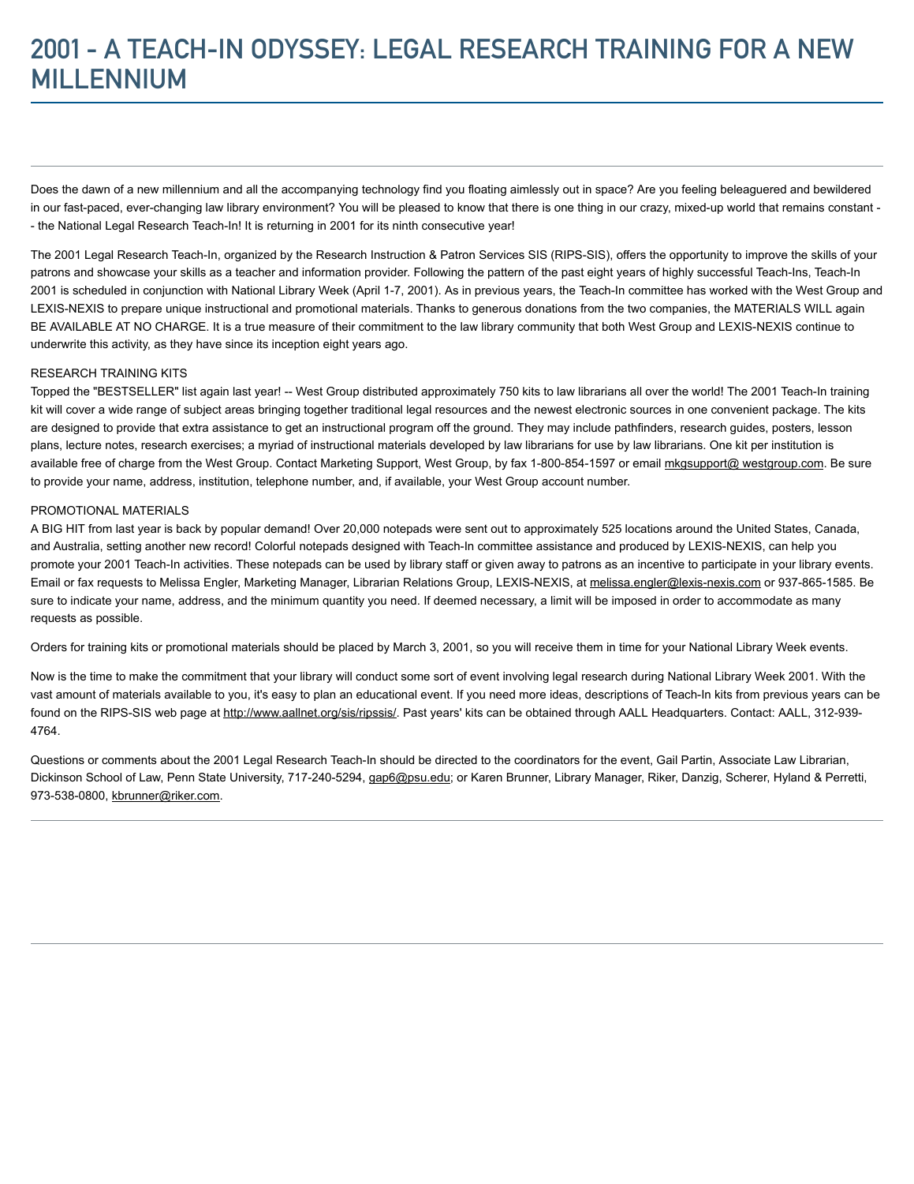# 2001 - A TEACH-IN ODYSSEY: LEGAL RESEARCH TRAINING FOR A NEW MILLENNIUM

Does the dawn of a new millennium and all the accompanying technology find you floating aimlessly out in space? Are you feeling beleaguered and bewildered in our fast-paced, ever-changing law library environment? You will be pleased to know that there is one thing in our crazy, mixed-up world that remains constant -- the National Legal Research Teach-In! It is returning in 2001 for its ninth consecutive year!

The 2001 Legal Research Teach-In, organized by the Research Instruction & Patron Services SIS (RIPS-SIS), offers the opportunity to improve the skills of your patrons and showcase your skills as a teacher and information provider. Following the pattern of the past eight years of highly successful Teach-Ins, Teach-In 2001 is scheduled in conjunction with National Library Week (April 1-7, 2001). As in previous years, the Teach-In committee has worked with the West Group and LEXIS-NEXIS to prepare unique instructional and promotional materials. Thanks to generous donations from the two companies, the MATERIALS WILL again BE AVAILABLE AT NO CHARGE. It is a true measure of their commitment to the law library community that both West Group and LEXIS-NEXIS continue to underwrite this activity, as they have since its inception eight years ago.

RESEARCH TRAINING KITS
Topped the "BESTSELLER" list again last year! -- West Group distributed approximately 750 kits to law librarians all over the world! The 2001 Teach-In training kit will cover a wide range of subject areas bringing together traditional legal resources and the newest electronic sources in one convenient package. The kits are designed to provide that extra assistance to get an instructional program off the ground. They may include pathfinders, research guides, posters, lesson plans, lecture notes, research exercises; a myriad of instructional materials developed by law librarians for use by law librarians. One kit per institution is available free of charge from the West Group. Contact Marketing Support, West Group, by fax 1-800-854-1597 or email mkgsupport@ westgroup.com. Be sure to provide your name, address, institution, telephone number, and, if available, your West Group account number.

PROMOTIONAL MATERIALS
A BIG HIT from last year is back by popular demand! Over 20,000 notepads were sent out to approximately 525 locations around the United States, Canada, and Australia, setting another new record! Colorful notepads designed with Teach-In committee assistance and produced by LEXIS-NEXIS, can help you promote your 2001 Teach-In activities. These notepads can be used by library staff or given away to patrons as an incentive to participate in your library events. Email or fax requests to Melissa Engler, Marketing Manager, Librarian Relations Group, LEXIS-NEXIS, at melissa.engler@lexis-nexis.com or 937-865-1585. Be sure to indicate your name, address, and the minimum quantity you need. If deemed necessary, a limit will be imposed in order to accommodate as many requests as possible.

Orders for training kits or promotional materials should be placed by March 3, 2001, so you will receive them in time for your National Library Week events.

Now is the time to make the commitment that your library will conduct some sort of event involving legal research during National Library Week 2001. With the vast amount of materials available to you, it's easy to plan an educational event. If you need more ideas, descriptions of Teach-In kits from previous years can be found on the RIPS-SIS web page at http://www.aallnet.org/sis/ripssis/. Past years' kits can be obtained through AALL Headquarters. Contact: AALL, 312-939-4764.

Questions or comments about the 2001 Legal Research Teach-In should be directed to the coordinators for the event, Gail Partin, Associate Law Librarian, Dickinson School of Law, Penn State University, 717-240-5294, gap6@psu.edu; or Karen Brunner, Library Manager, Riker, Danzig, Scherer, Hyland & Perretti, 973-538-0800, kbrunner@riker.com.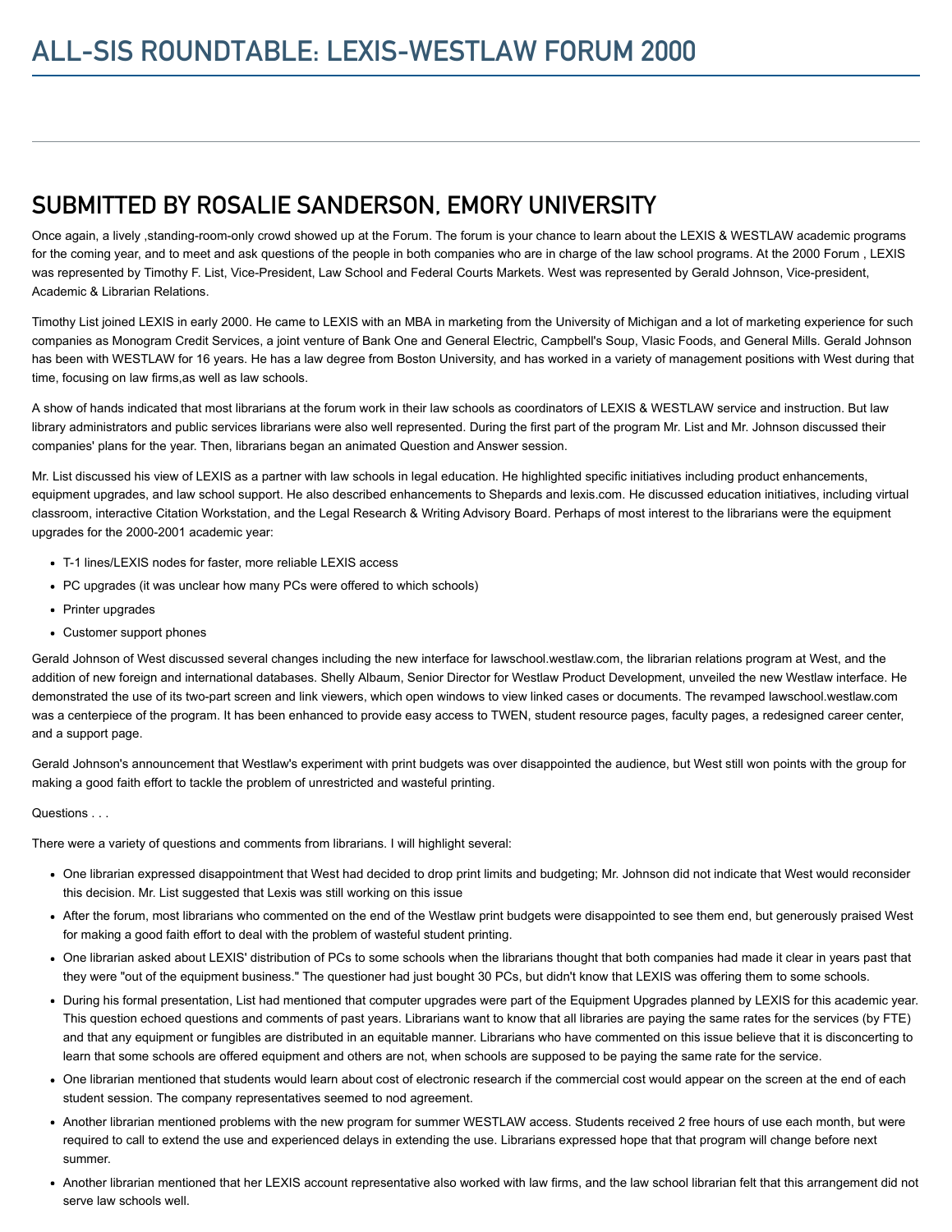# ALL-SIS ROUNDTABLE: LEXIS-WESTLAW FORUM 2000

## SUBMITTED BY ROSALIE SANDERSON, EMORY UNIVERSITY

Once again, a lively ,standing-room-only crowd showed up at the Forum. The forum is your chance to learn about the LEXIS & WESTLAW academic programs for the coming year, and to meet and ask questions of the people in both companies who are in charge of the law school programs. At the 2000 Forum , LEXIS was represented by Timothy F. List, Vice-President, Law School and Federal Courts Markets. West was represented by Gerald Johnson, Vice-president, Academic & Librarian Relations.

Timothy List joined LEXIS in early 2000. He came to LEXIS with an MBA in marketing from the University of Michigan and a lot of marketing experience for such companies as Monogram Credit Services, a joint venture of Bank One and General Electric, Campbell's Soup, Vlasic Foods, and General Mills. Gerald Johnson has been with WESTLAW for 16 years. He has a law degree from Boston University, and has worked in a variety of management positions with West during that time, focusing on law firms,as well as law schools.

A show of hands indicated that most librarians at the forum work in their law schools as coordinators of LEXIS & WESTLAW service and instruction. But law library administrators and public services librarians were also well represented. During the first part of the program Mr. List and Mr. Johnson discussed their companies' plans for the year. Then, librarians began an animated Question and Answer session.

Mr. List discussed his view of LEXIS as a partner with law schools in legal education. He highlighted specific initiatives including product enhancements, equipment upgrades, and law school support. He also described enhancements to Shepards and lexis.com. He discussed education initiatives, including virtual classroom, interactive Citation Workstation, and the Legal Research & Writing Advisory Board. Perhaps of most interest to the librarians were the equipment upgrades for the 2000-2001 academic year:

- T-1 lines/LEXIS nodes for faster, more reliable LEXIS access
- PC upgrades (it was unclear how many PCs were offered to which schools)
- Printer upgrades
- Customer support phones

Gerald Johnson of West discussed several changes including the new interface for lawschool.westlaw.com, the librarian relations program at West, and the addition of new foreign and international databases. Shelly Albaum, Senior Director for Westlaw Product Development, unveiled the new Westlaw interface. He demonstrated the use of its two-part screen and link viewers, which open windows to view linked cases or documents. The revamped lawschool.westlaw.com was a centerpiece of the program. It has been enhanced to provide easy access to TWEN, student resource pages, faculty pages, a redesigned career center, and a support page.

Gerald Johnson's announcement that Westlaw's experiment with print budgets was over disappointed the audience, but West still won points with the group for making a good faith effort to tackle the problem of unrestricted and wasteful printing.

Questions . . .

There were a variety of questions and comments from librarians. I will highlight several:

- One librarian expressed disappointment that West had decided to drop print limits and budgeting; Mr. Johnson did not indicate that West would reconsider this decision. Mr. List suggested that Lexis was still working on this issue
- After the forum, most librarians who commented on the end of the Westlaw print budgets were disappointed to see them end, but generously praised West for making a good faith effort to deal with the problem of wasteful student printing.
- One librarian asked about LEXIS' distribution of PCs to some schools when the librarians thought that both companies had made it clear in years past that they were "out of the equipment business." The questioner had just bought 30 PCs, but didn't know that LEXIS was offering them to some schools.
- During his formal presentation, List had mentioned that computer upgrades were part of the Equipment Upgrades planned by LEXIS for this academic year. This question echoed questions and comments of past years. Librarians want to know that all libraries are paying the same rates for the services (by FTE) and that any equipment or fungibles are distributed in an equitable manner. Librarians who have commented on this issue believe that it is disconcerting to learn that some schools are offered equipment and others are not, when schools are supposed to be paying the same rate for the service.
- One librarian mentioned that students would learn about cost of electronic research if the commercial cost would appear on the screen at the end of each student session. The company representatives seemed to nod agreement.
- Another librarian mentioned problems with the new program for summer WESTLAW access. Students received 2 free hours of use each month, but were required to call to extend the use and experienced delays in extending the use. Librarians expressed hope that that program will change before next summer.
- Another librarian mentioned that her LEXIS account representative also worked with law firms, and the law school librarian felt that this arrangement did not serve law schools well.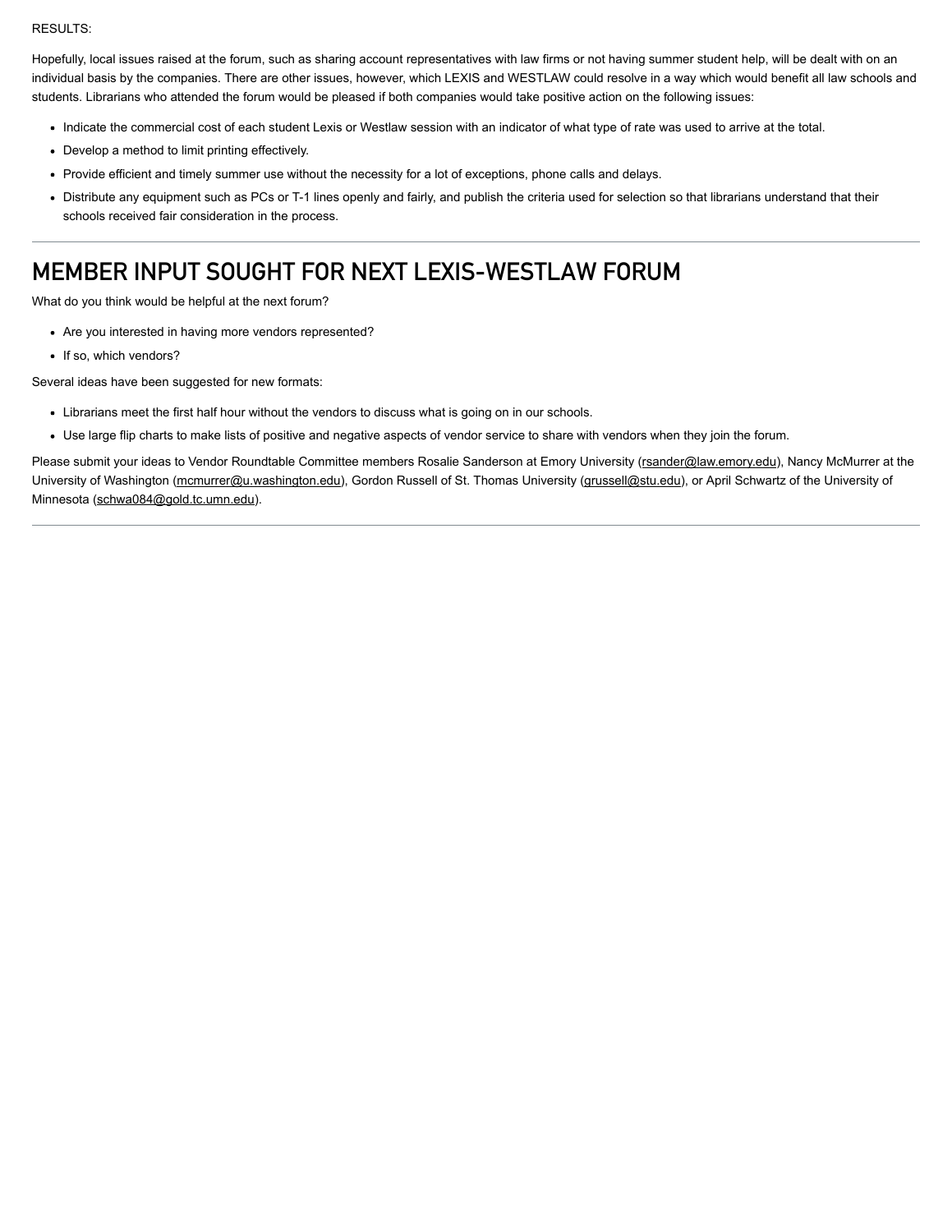RESULTS:

Hopefully, local issues raised at the forum, such as sharing account representatives with law firms or not having summer student help, will be dealt with on an individual basis by the companies. There are other issues, however, which LEXIS and WESTLAW could resolve in a way which would benefit all law schools and students. Librarians who attended the forum would be pleased if both companies would take positive action on the following issues:

- Indicate the commercial cost of each student Lexis or Westlaw session with an indicator of what type of rate was used to arrive at the total.
- Develop a method to limit printing effectively.
- Provide efficient and timely summer use without the necessity for a lot of exceptions, phone calls and delays.
- Distribute any equipment such as PCs or T-1 lines openly and fairly, and publish the criteria used for selection so that librarians understand that their schools received fair consideration in the process.

---

# MEMBER INPUT SOUGHT FOR NEXT LEXIS-WESTLAW FORUM

What do you think would be helpful at the next forum?

- Are you interested in having more vendors represented?
- If so, which vendors?

Several ideas have been suggested for new formats:

- Librarians meet the first half hour without the vendors to discuss what is going on in our schools.
- Use large flip charts to make lists of positive and negative aspects of vendor service to share with vendors when they join the forum.

Please submit your ideas to Vendor Roundtable Committee members Rosalie Sanderson at Emory University (rsander@law.emory.edu), Nancy McMurrer at the University of Washington (mcmurrer@u.washington.edu), Gordon Russell of St. Thomas University (grussell@stu.edu), or April Schwartz of the University of Minnesota (schwa084@gold.tc.umn.edu).

---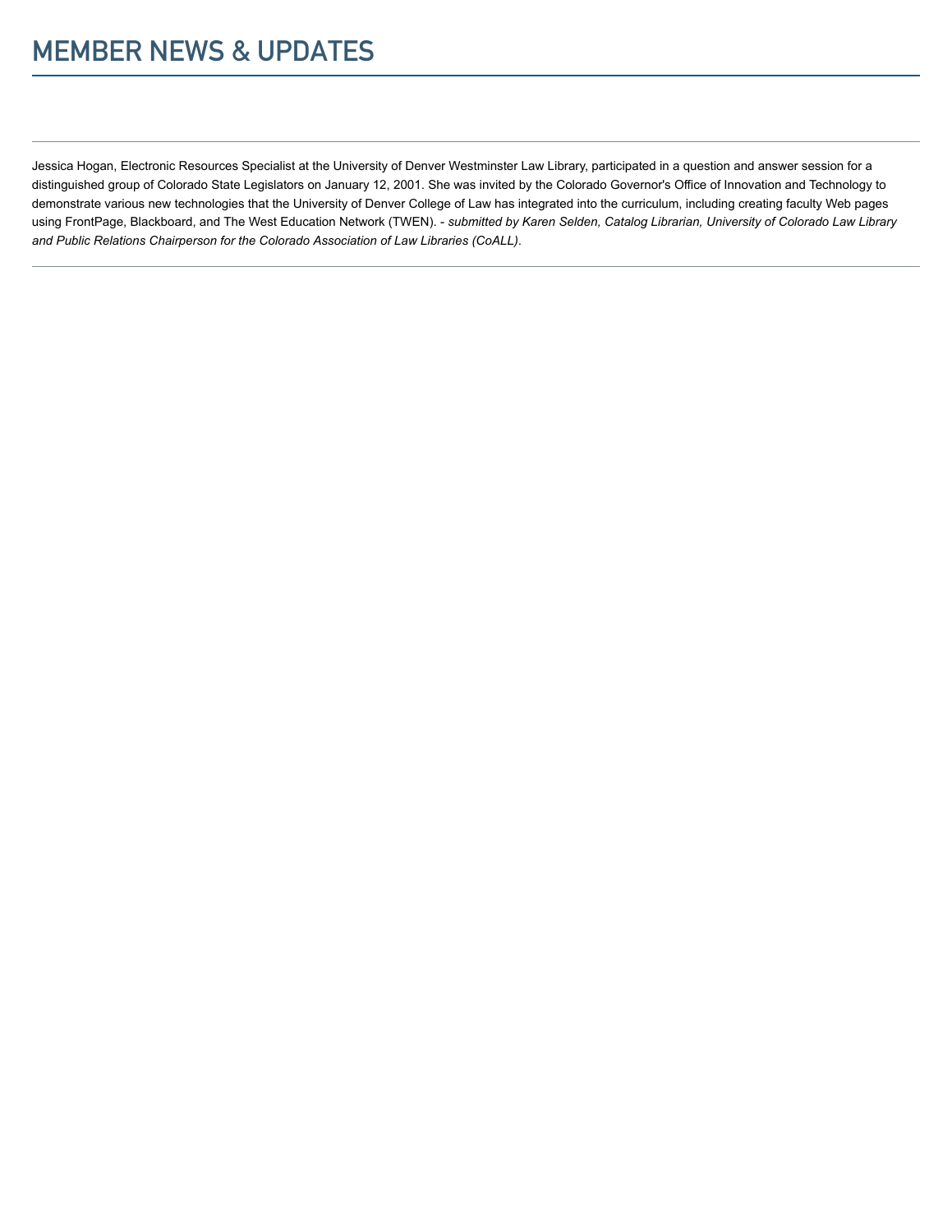# MEMBER NEWS & UPDATES

---

Jessica Hogan, Electronic Resources Specialist at the University of Denver Westminster Law Library, participated in a question and answer session for a distinguished group of Colorado State Legislators on January 12, 2001. She was invited by the Colorado Governor's Office of Innovation and Technology to demonstrate various new technologies that the University of Denver College of Law has integrated into the curriculum, including creating faculty Web pages using FrontPage, Blackboard, and The West Education Network (TWEN). - *submitted by Karen Selden, Catalog Librarian, University of Colorado Law Library and Public Relations Chairperson for the Colorado Association of Law Libraries (CoALL)*.

---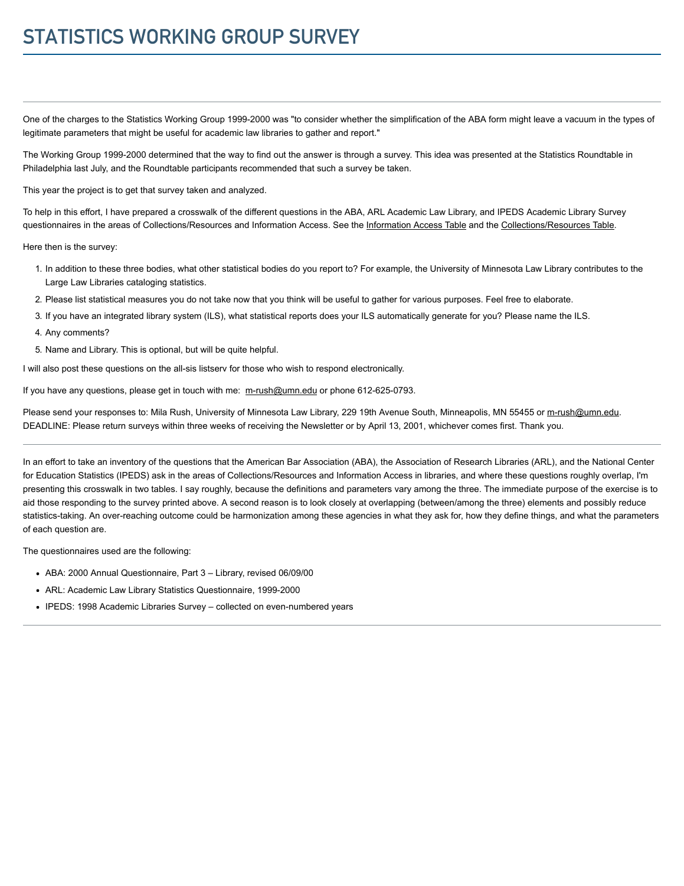# STATISTICS WORKING GROUP SURVEY

---

One of the charges to the Statistics Working Group 1999-2000 was "to consider whether the simplification of the ABA form might leave a vacuum in the types of legitimate parameters that might be useful for academic law libraries to gather and report."

The Working Group 1999-2000 determined that the way to find out the answer is through a survey. This idea was presented at the Statistics Roundtable in Philadelphia last July, and the Roundtable participants recommended that such a survey be taken.

This year the project is to get that survey taken and analyzed.

To help in this effort, I have prepared a crosswalk of the different questions in the ABA, ARL Academic Law Library, and IPEDS Academic Library Survey questionnaires in the areas of Collections/Resources and Information Access. See the Information Access Table and the Collections/Resources Table.

Here then is the survey:

1. In addition to these three bodies, what other statistical bodies do you report to? For example, the University of Minnesota Law Library contributes to the Large Law Libraries cataloging statistics.
2. Please list statistical measures you do not take now that you think will be useful to gather for various purposes. Feel free to elaborate.
3. If you have an integrated library system (ILS), what statistical reports does your ILS automatically generate for you? Please name the ILS.
4. Any comments?
5. Name and Library. This is optional, but will be quite helpful.

I will also post these questions on the all-sis listserv for those who wish to respond electronically.

If you have any questions, please get in touch with me: m-rush@umn.edu or phone 612-625-0793.

Please send your responses to: Mila Rush, University of Minnesota Law Library, 229 19th Avenue South, Minneapolis, MN 55455 or m-rush@umn.edu. DEADLINE: Please return surveys within three weeks of receiving the Newsletter or by April 13, 2001, whichever comes first. Thank you.

---

In an effort to take an inventory of the questions that the American Bar Association (ABA), the Association of Research Libraries (ARL), and the National Center for Education Statistics (IPEDS) ask in the areas of Collections/Resources and Information Access in libraries, and where these questions roughly overlap, I'm presenting this crosswalk in two tables. I say roughly, because the definitions and parameters vary among the three. The immediate purpose of the exercise is to aid those responding to the survey printed above. A second reason is to look closely at overlapping (between/among the three) elements and possibly reduce statistics-taking. An over-reaching outcome could be harmonization among these agencies in what they ask for, how they define things, and what the parameters of each question are.

The questionnaires used are the following:

- ABA: 2000 Annual Questionnaire, Part 3 – Library, revised 06/09/00
- ARL: Academic Law Library Statistics Questionnaire, 1999-2000
- IPEDS: 1998 Academic Libraries Survey – collected on even-numbered years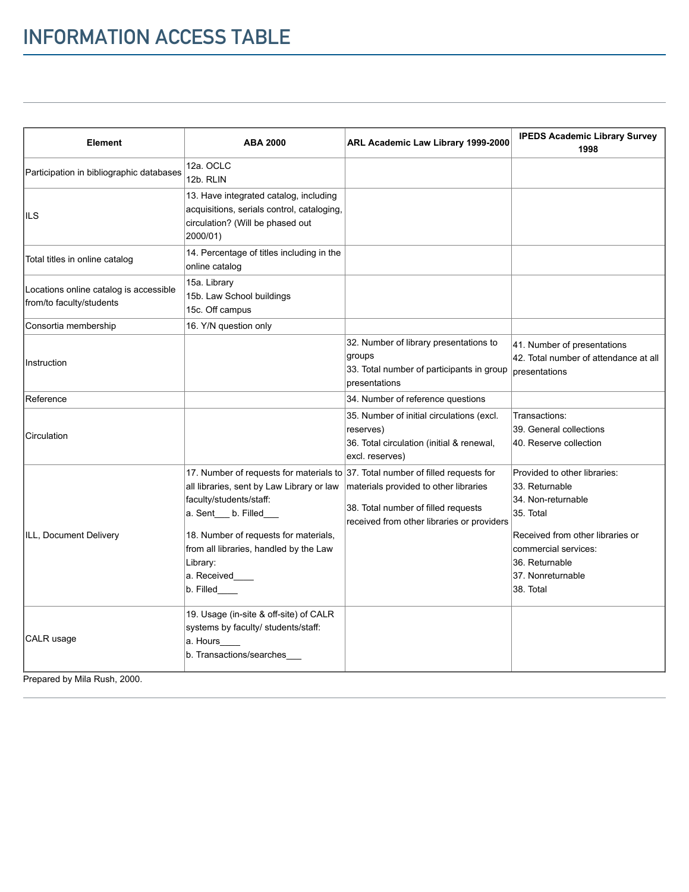# INFORMATION ACCESS TABLE

| Element | ABA 2000 | ARL Academic Law Library 1999-2000 | IPEDS Academic Library Survey 1998 |
|---|---|---|---|
| Participation in bibliographic databases | 12a. OCLC<br>12b. RLIN | | |
| ILS | 13. Have integrated catalog, including acquisitions, serials control, cataloging, circulation? (Will be phased out 2000/01) | | |
| Total titles in online catalog | 14. Percentage of titles including in the online catalog | | |
| Locations online catalog is accessible from/to faculty/students | 15a. Library<br>15b. Law School buildings<br>15c. Off campus | | |
| Consortia membership | 16. Y/N question only | | |
| Instruction | | 32. Number of library presentations to groups<br>33. Total number of participants in group presentations | 41. Number of presentations<br>42. Total number of attendance at all presentations |
| Reference | | 34. Number of reference questions | |
| Circulation | | 35. Number of initial circulations (excl. reserves)<br>36. Total circulation (initial & renewal, excl. reserves) | Transactions:<br>39. General collections<br>40. Reserve collection |
| ILL, Document Delivery | 17. Number of requests for materials to all libraries, sent by Law Library or law faculty/students/staff:<br>a. Sent___ b. Filled___<br><br>18. Number of requests for materials, from all libraries, handled by the Law Library:<br>a. Received____<br>b. Filled____ | 37. Total number of filled requests for materials provided to other libraries<br><br>38. Total number of filled requests received from other libraries or providers | Provided to other libraries:<br>33. Returnable<br>34. Non-returnable<br>35. Total<br><br>Received from other libraries or commercial services:<br>36. Returnable<br>37. Nonreturnable<br>38. Total |
| CALR usage | 19. Usage (in-site & off-site) of CALR systems by faculty/ students/staff:<br>a. Hours____<br>b. Transactions/searches___ | | |

Prepared by Mila Rush, 2000.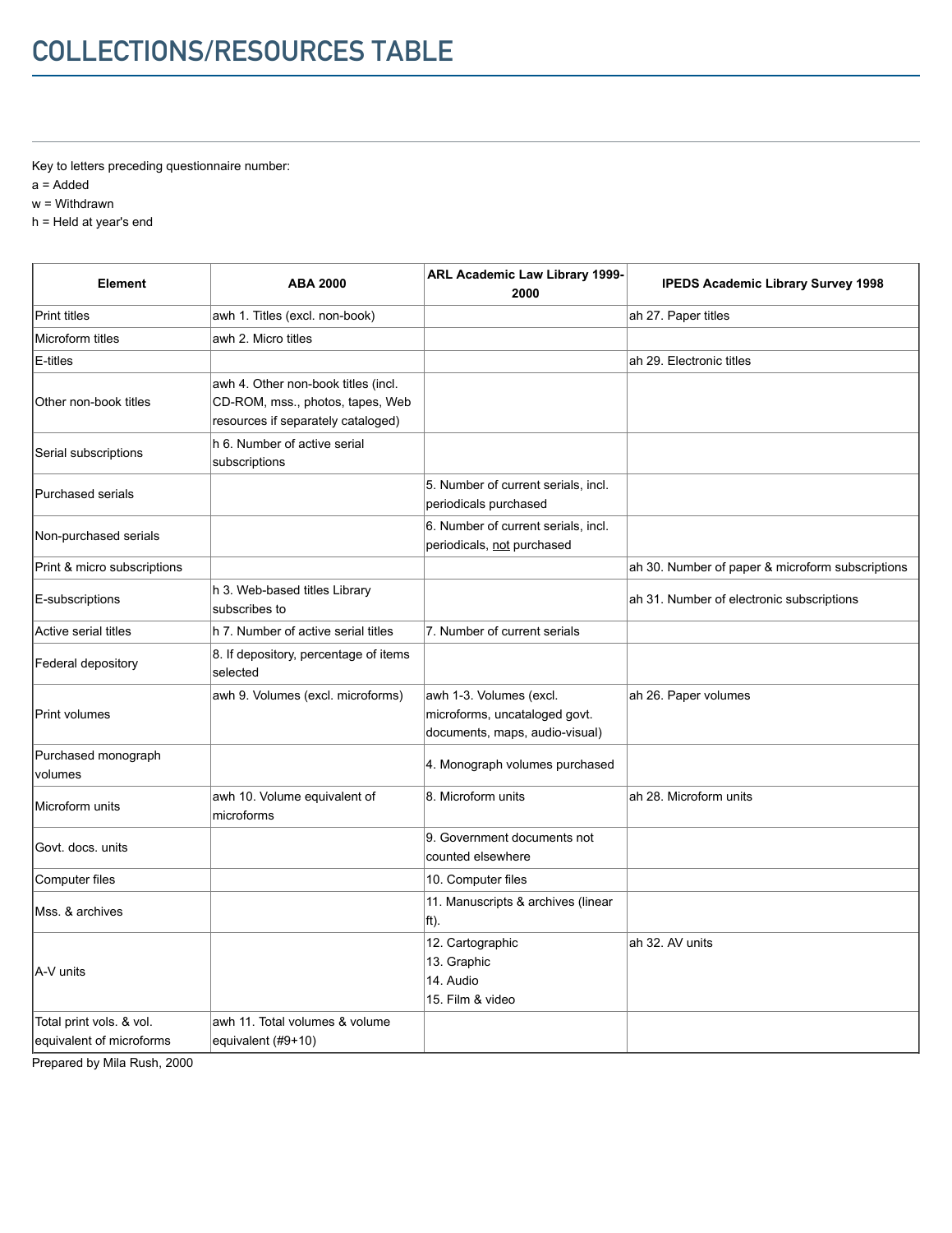# COLLECTIONS/RESOURCES TABLE

Key to letters preceding questionnaire number:

a = Added

w = Withdrawn

h = Held at year's end

| Element | ABA 2000 | ARL Academic Law Library 1999-2000 | IPEDS Academic Library Survey 1998 |
|---|---|---|---|
| Print titles | awh 1. Titles (excl. non-book) | | ah 27. Paper titles |
| Microform titles | awh 2. Micro titles | | |
| E-titles | | | ah 29. Electronic titles |
| Other non-book titles | awh 4. Other non-book titles (incl. CD-ROM, mss., photos, tapes, Web resources if separately cataloged) | | |
| Serial subscriptions | h 6. Number of active serial subscriptions | | |
| Purchased serials | | 5. Number of current serials, incl. periodicals purchased | |
| Non-purchased serials | | 6. Number of current serials, incl. periodicals, not purchased | |
| Print & micro subscriptions | | | ah 30. Number of paper & microform subscriptions |
| E-subscriptions | h 3. Web-based titles Library subscribes to | | ah 31. Number of electronic subscriptions |
| Active serial titles | h 7. Number of active serial titles | 7. Number of current serials | |
| Federal depository | 8. If depository, percentage of items selected | | |
| Print volumes | awh 9. Volumes (excl. microforms) | awh 1-3. Volumes (excl. microforms, uncataloged govt. documents, maps, audio-visual) | ah 26. Paper volumes |
| Purchased monograph volumes | | 4. Monograph volumes purchased | |
| Microform units | awh 10. Volume equivalent of microforms | 8. Microform units | ah 28. Microform units |
| Govt. docs. units | | 9. Government documents not counted elsewhere | |
| Computer files | | 10. Computer files | |
| Mss. & archives | | 11. Manuscripts & archives (linear ft). | |
| A-V units | | 12. Cartographic<br>13. Graphic<br>14. Audio<br>15. Film & video | ah 32. AV units |
| Total print vols. & vol. equivalent of microforms | awh 11. Total volumes & volume equivalent (#9+10) | | |

Prepared by Mila Rush, 2000